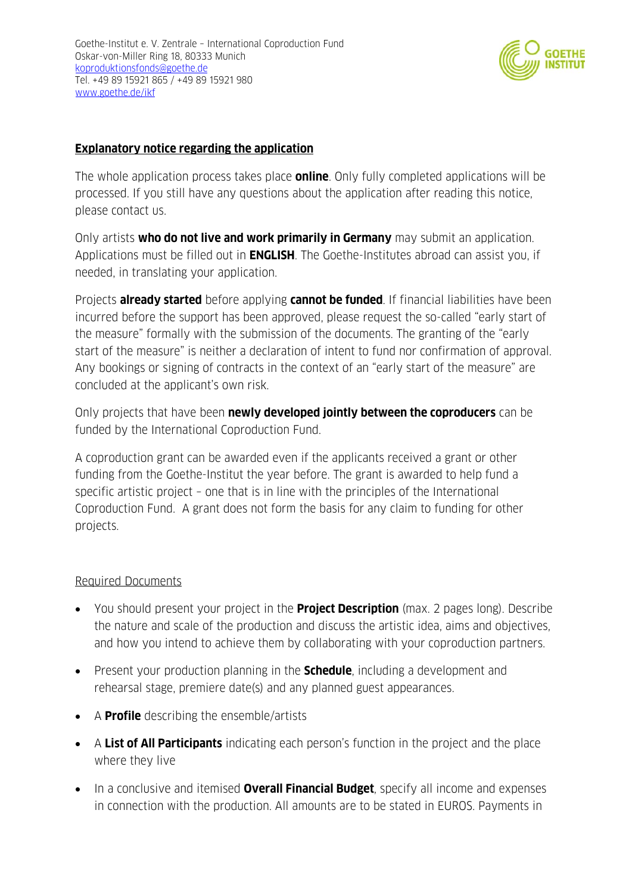Goethe-Institut e. V. Zentrale – International Coproduction Fund
Oskar-von-Miller Ring 18, 80333 Munich
koproduktionsfonds@goethe.de
Tel. +49 89 15921 865 / +49 89 15921 980
www.goethe.de/ikf

## Explanatory notice regarding the application

The whole application process takes place **online**. Only fully completed applications will be processed. If you still have any questions about the application after reading this notice, please contact us.

Only artists **who do not live and work primarily in Germany** may submit an application. Applications must be filled out in **ENGLISH**. The Goethe-Institutes abroad can assist you, if needed, in translating your application.

Projects **already started** before applying **cannot be funded**. If financial liabilities have been incurred before the support has been approved, please request the so-called "early start of the measure" formally with the submission of the documents. The granting of the "early start of the measure" is neither a declaration of intent to fund nor confirmation of approval. Any bookings or signing of contracts in the context of an "early start of the measure" are concluded at the applicant's own risk.

Only projects that have been **newly developed jointly between the coproducers** can be funded by the International Coproduction Fund.

A coproduction grant can be awarded even if the applicants received a grant or other funding from the Goethe-Institut the year before. The grant is awarded to help fund a specific artistic project – one that is in line with the principles of the International Coproduction Fund. A grant does not form the basis for any claim to funding for other projects.

### Required Documents

- You should present your project in the **Project Description** (max. 2 pages long). Describe the nature and scale of the production and discuss the artistic idea, aims and objectives, and how you intend to achieve them by collaborating with your coproduction partners.
- Present your production planning in the **Schedule**, including a development and rehearsal stage, premiere date(s) and any planned guest appearances.
- A **Profile** describing the ensemble/artists
- A **List of All Participants** indicating each person's function in the project and the place where they live
- In a conclusive and itemised **Overall Financial Budget**, specify all income and expenses in connection with the production. All amounts are to be stated in EUROS. Payments in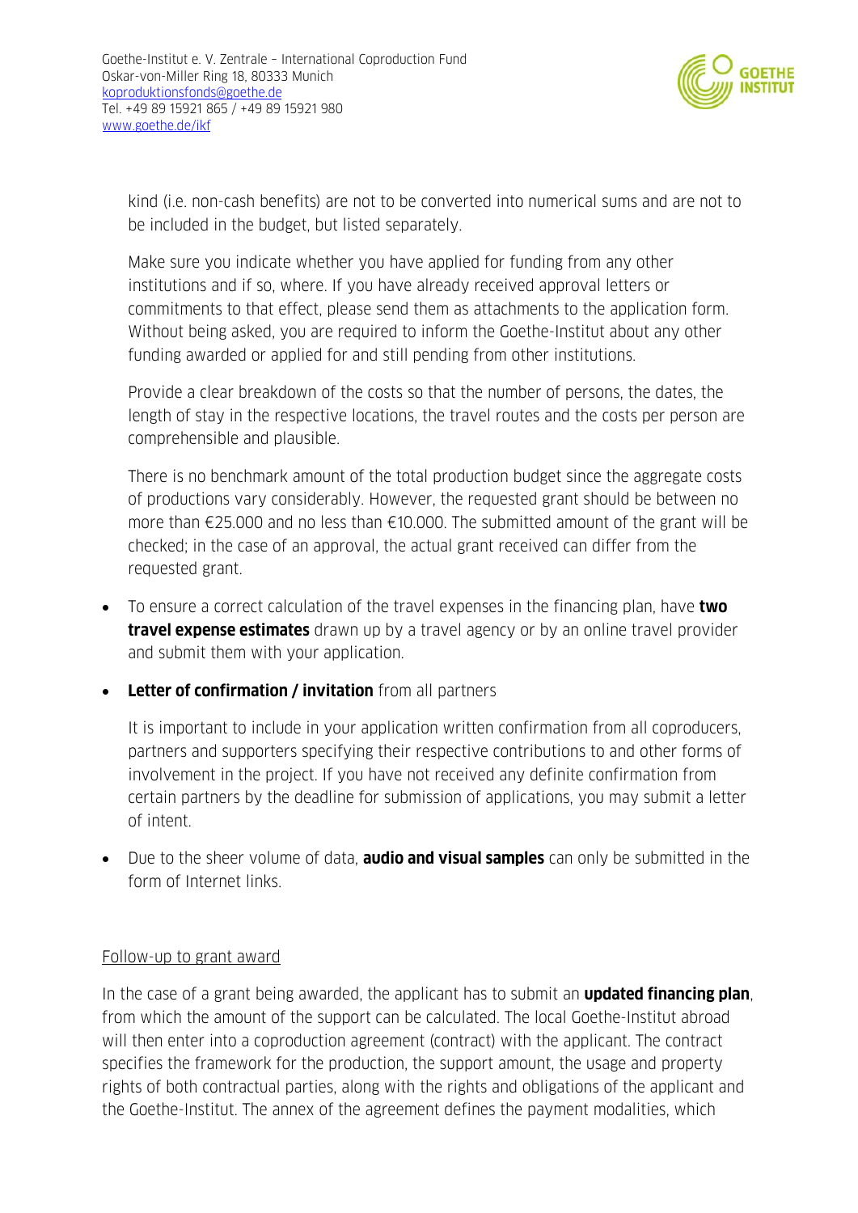kind (i.e. non-cash benefits) are not to be converted into numerical sums and are not to be included in the budget, but listed separately.

Make sure you indicate whether you have applied for funding from any other institutions and if so, where. If you have already received approval letters or commitments to that effect, please send them as attachments to the application form. Without being asked, you are required to inform the Goethe-Institut about any other funding awarded or applied for and still pending from other institutions.

Provide a clear breakdown of the costs so that the number of persons, the dates, the length of stay in the respective locations, the travel routes and the costs per person are comprehensible and plausible.

There is no benchmark amount of the total production budget since the aggregate costs of productions vary considerably. However, the requested grant should be between no more than €25.000 and no less than €10.000. The submitted amount of the grant will be checked; in the case of an approval, the actual grant received can differ from the requested grant.

- To ensure a correct calculation of the travel expenses in the financing plan, have **two travel expense estimates** drawn up by a travel agency or by an online travel provider and submit them with your application.
- **Letter of confirmation / invitation** from all partners

  It is important to include in your application written confirmation from all coproducers, partners and supporters specifying their respective contributions to and other forms of involvement in the project. If you have not received any definite confirmation from certain partners by the deadline for submission of applications, you may submit a letter of intent.
- Due to the sheer volume of data, **audio and visual samples** can only be submitted in the form of Internet links.

Follow-up to grant award

In the case of a grant being awarded, the applicant has to submit an **updated financing plan**, from which the amount of the support can be calculated. The local Goethe-Institut abroad will then enter into a coproduction agreement (contract) with the applicant. The contract specifies the framework for the production, the support amount, the usage and property rights of both contractual parties, along with the rights and obligations of the applicant and the Goethe-Institut. The annex of the agreement defines the payment modalities, which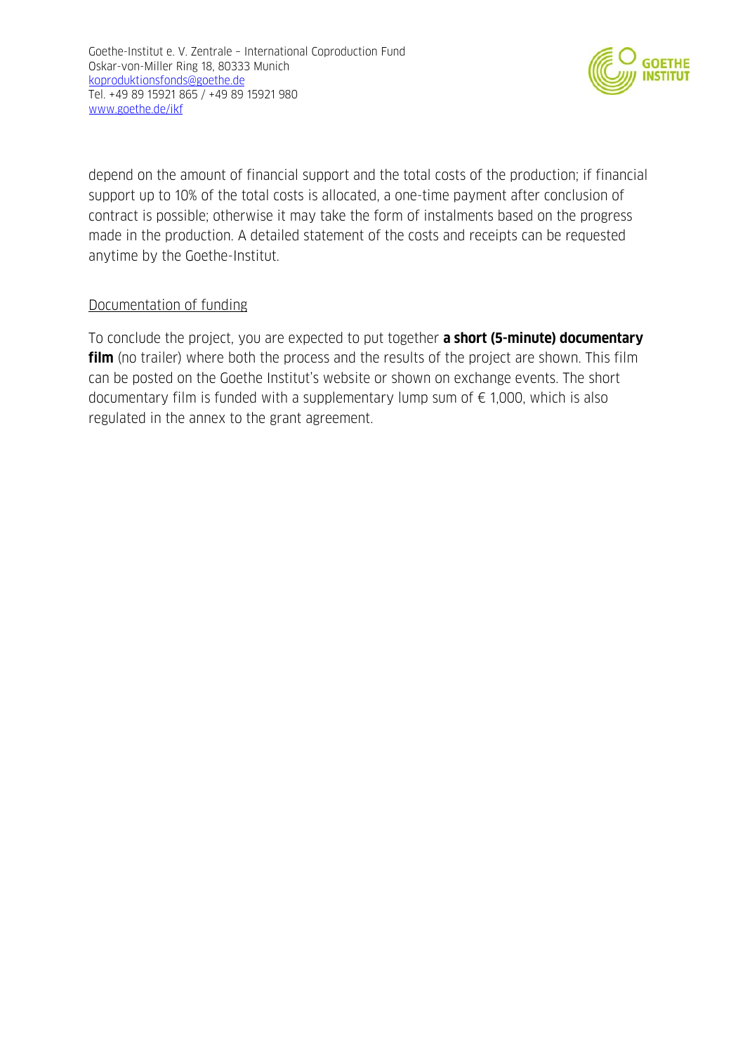depend on the amount of financial support and the total costs of the production; if financial support up to 10% of the total costs is allocated, a one-time payment after conclusion of contract is possible; otherwise it may take the form of instalments based on the progress made in the production. A detailed statement of the costs and receipts can be requested anytime by the Goethe-Institut.

Documentation of funding

To conclude the project, you are expected to put together **a short (5-minute) documentary film** (no trailer) where both the process and the results of the project are shown. This film can be posted on the Goethe Institut's website or shown on exchange events. The short documentary film is funded with a supplementary lump sum of € 1,000, which is also regulated in the annex to the grant agreement.